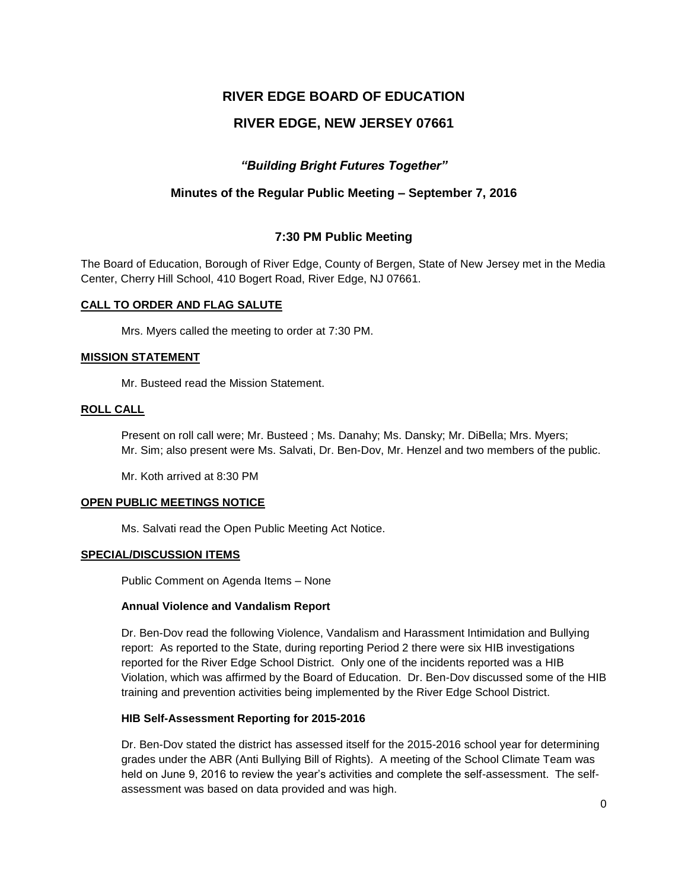# RIVER EDGE BOARD OF EDUCATION

# RIVER EDGE, NEW JERSEY 07661

### *"Building Bright Futures Together"*

### Minutes of the Regular Public Meeting – September 7, 2016

### 7:30 PM Public Meeting

The Board of Education, Borough of River Edge, County of Bergen, State of New Jersey met in the Media Center, Cherry Hill School, 410 Bogert Road, River Edge, NJ 07661.

**CALL TO ORDER AND FLAG SALUTE**

Mrs. Myers called the meeting to order at 7:30 PM.

**MISSION STATEMENT**

Mr. Busteed read the Mission Statement.

**ROLL CALL**

Present on roll call were; Mr. Busteed ; Ms. Danahy; Ms. Dansky; Mr. DiBella; Mrs. Myers; Mr. Sim; also present were Ms. Salvati, Dr. Ben-Dov, Mr. Henzel and two members of the public.

Mr. Koth arrived at 8:30 PM

**OPEN PUBLIC MEETINGS NOTICE**

Ms. Salvati read the Open Public Meeting Act Notice.

**SPECIAL/DISCUSSION ITEMS**

Public Comment on Agenda Items – None

**Annual Violence and Vandalism Report**

Dr. Ben-Dov read the following Violence, Vandalism and Harassment Intimidation and Bullying report: As reported to the State, during reporting Period 2 there were six HIB investigations reported for the River Edge School District. Only one of the incidents reported was a HIB Violation, which was affirmed by the Board of Education. Dr. Ben-Dov discussed some of the HIB training and prevention activities being implemented by the River Edge School District.

**HIB Self-Assessment Reporting for 2015-2016**

Dr. Ben-Dov stated the district has assessed itself for the 2015-2016 school year for determining grades under the ABR (Anti Bullying Bill of Rights). A meeting of the School Climate Team was held on June 9, 2016 to review the year's activities and complete the self-assessment. The self-assessment was based on data provided and was high.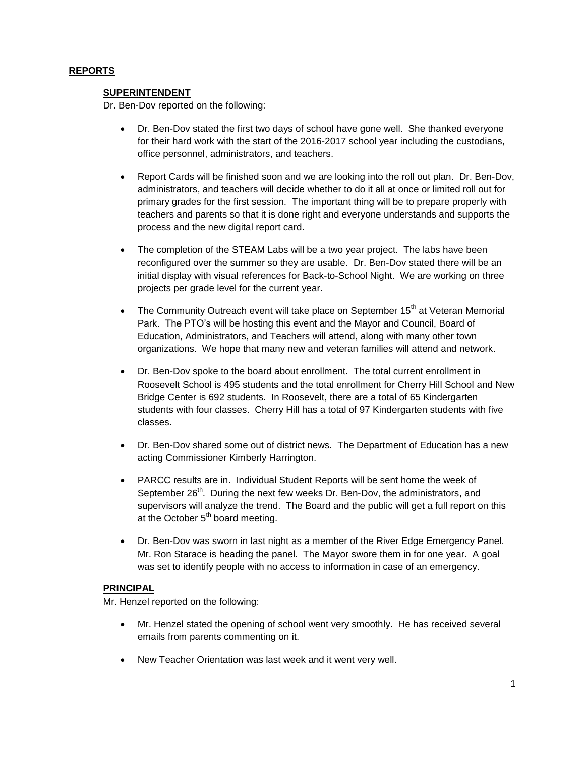## **REPORTS**

### **SUPERINTENDENT**

Dr. Ben-Dov reported on the following:

- Dr. Ben-Dov stated the first two days of school have gone well. She thanked everyone for their hard work with the start of the 2016-2017 school year including the custodians, office personnel, administrators, and teachers.

- Report Cards will be finished soon and we are looking into the roll out plan. Dr. Ben-Dov, administrators, and teachers will decide whether to do it all at once or limited roll out for primary grades for the first session. The important thing will be to prepare properly with teachers and parents so that it is done right and everyone understands and supports the process and the new digital report card.

- The completion of the STEAM Labs will be a two year project. The labs have been reconfigured over the summer so they are usable. Dr. Ben-Dov stated there will be an initial display with visual references for Back-to-School Night. We are working on three projects per grade level for the current year.

- The Community Outreach event will take place on September 15th at Veteran Memorial Park. The PTO's will be hosting this event and the Mayor and Council, Board of Education, Administrators, and Teachers will attend, along with many other town organizations. We hope that many new and veteran families will attend and network.

- Dr. Ben-Dov spoke to the board about enrollment. The total current enrollment in Roosevelt School is 495 students and the total enrollment for Cherry Hill School and New Bridge Center is 692 students. In Roosevelt, there are a total of 65 Kindergarten students with four classes. Cherry Hill has a total of 97 Kindergarten students with five classes.

- Dr. Ben-Dov shared some out of district news. The Department of Education has a new acting Commissioner Kimberly Harrington.

- PARCC results are in. Individual Student Reports will be sent home the week of September 26th. During the next few weeks Dr. Ben-Dov, the administrators, and supervisors will analyze the trend. The Board and the public will get a full report on this at the October 5th board meeting.

- Dr. Ben-Dov was sworn in last night as a member of the River Edge Emergency Panel. Mr. Ron Starace is heading the panel. The Mayor swore them in for one year. A goal was set to identify people with no access to information in case of an emergency.

### **PRINCIPAL**

Mr. Henzel reported on the following:

- Mr. Henzel stated the opening of school went very smoothly. He has received several emails from parents commenting on it.

- New Teacher Orientation was last week and it went very well.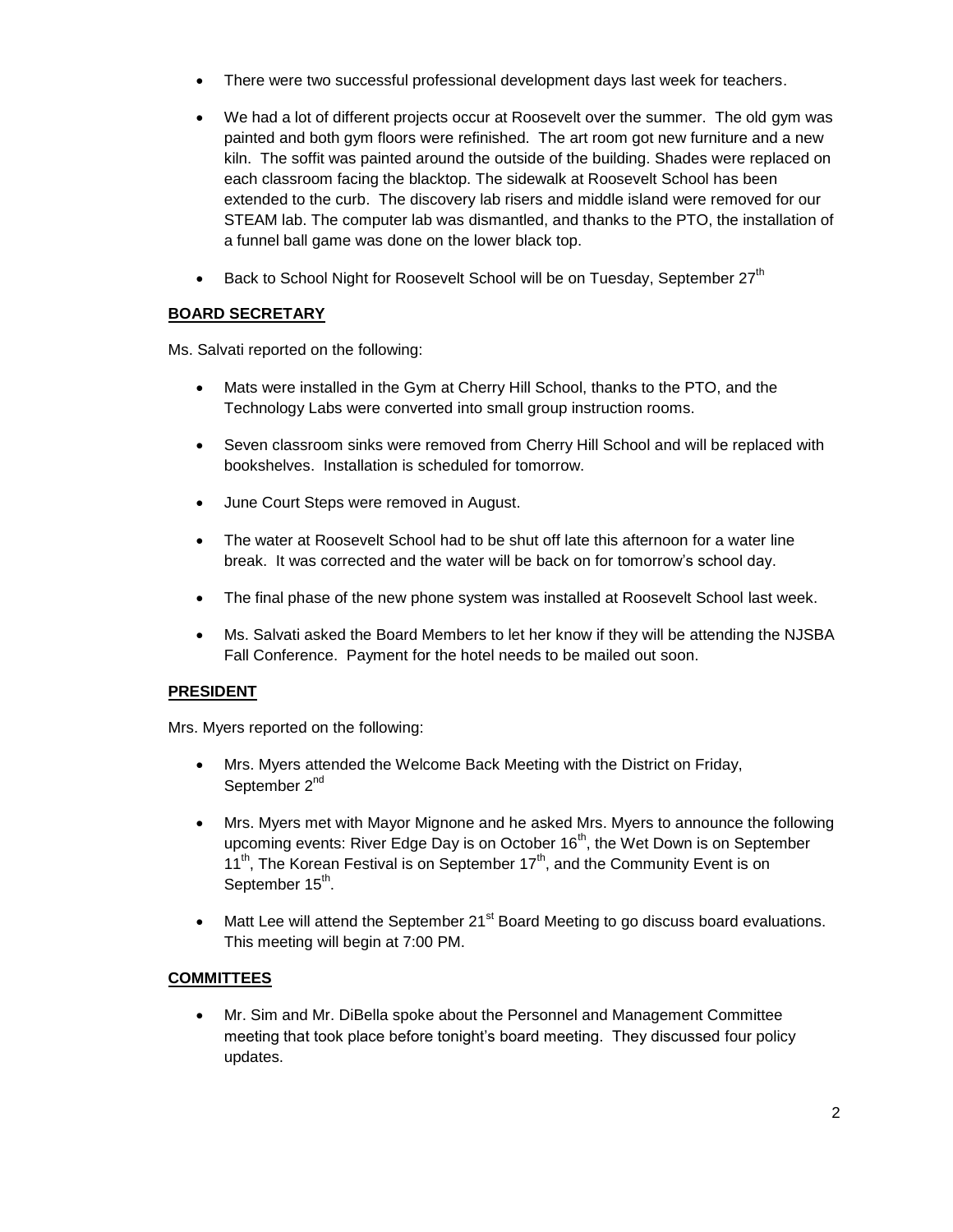- There were two successful professional development days last week for teachers.
- We had a lot of different projects occur at Roosevelt over the summer. The old gym was painted and both gym floors were refinished. The art room got new furniture and a new kiln. The soffit was painted around the outside of the building. Shades were replaced on each classroom facing the blacktop. The sidewalk at Roosevelt School has been extended to the curb. The discovery lab risers and middle island were removed for our STEAM lab. The computer lab was dismantled, and thanks to the PTO, the installation of a funnel ball game was done on the lower black top.
- Back to School Night for Roosevelt School will be on Tuesday, September 27th

**BOARD SECRETARY**

Ms. Salvati reported on the following:

- Mats were installed in the Gym at Cherry Hill School, thanks to the PTO, and the Technology Labs were converted into small group instruction rooms.
- Seven classroom sinks were removed from Cherry Hill School and will be replaced with bookshelves. Installation is scheduled for tomorrow.
- June Court Steps were removed in August.
- The water at Roosevelt School had to be shut off late this afternoon for a water line break. It was corrected and the water will be back on for tomorrow's school day.
- The final phase of the new phone system was installed at Roosevelt School last week.
- Ms. Salvati asked the Board Members to let her know if they will be attending the NJSBA Fall Conference. Payment for the hotel needs to be mailed out soon.

**PRESIDENT**

Mrs. Myers reported on the following:

- Mrs. Myers attended the Welcome Back Meeting with the District on Friday, September 2nd
- Mrs. Myers met with Mayor Mignone and he asked Mrs. Myers to announce the following upcoming events: River Edge Day is on October 16th, the Wet Down is on September 11th, The Korean Festival is on September 17th, and the Community Event is on September 15th.
- Matt Lee will attend the September 21st Board Meeting to go discuss board evaluations. This meeting will begin at 7:00 PM.

**COMMITTEES**

- Mr. Sim and Mr. DiBella spoke about the Personnel and Management Committee meeting that took place before tonight's board meeting. They discussed four policy updates.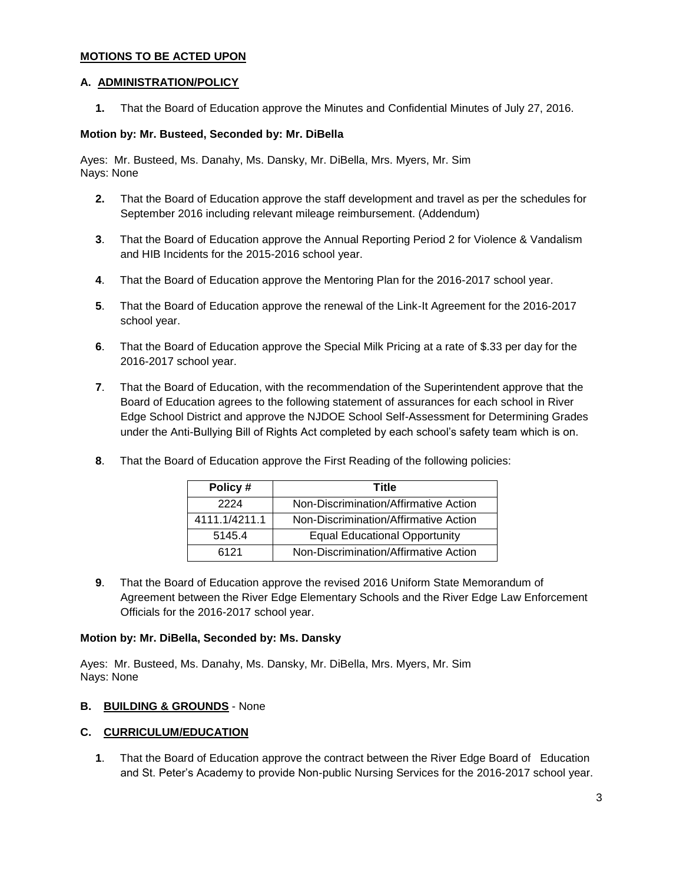## MOTIONS TO BE ACTED UPON

### A. ADMINISTRATION/POLICY

1. That the Board of Education approve the Minutes and Confidential Minutes of July 27, 2016.

**Motion by: Mr. Busteed, Seconded by: Mr. DiBella**

Ayes: Mr. Busteed, Ms. Danahy, Ms. Dansky, Mr. DiBella, Mrs. Myers, Mr. Sim
Nays: None

2. That the Board of Education approve the staff development and travel as per the schedules for September 2016 including relevant mileage reimbursement. (Addendum)

3. That the Board of Education approve the Annual Reporting Period 2 for Violence & Vandalism and HIB Incidents for the 2015-2016 school year.

4. That the Board of Education approve the Mentoring Plan for the 2016-2017 school year.

5. That the Board of Education approve the renewal of the Link-It Agreement for the 2016-2017 school year.

6. That the Board of Education approve the Special Milk Pricing at a rate of $.33 per day for the 2016-2017 school year.

7. That the Board of Education, with the recommendation of the Superintendent approve that the Board of Education agrees to the following statement of assurances for each school in River Edge School District and approve the NJDOE School Self-Assessment for Determining Grades under the Anti-Bullying Bill of Rights Act completed by each school's safety team which is on.

8. That the Board of Education approve the First Reading of the following policies:

| Policy # | Title |
|---|---|
| 2224 | Non-Discrimination/Affirmative Action |
| 4111.1/4211.1 | Non-Discrimination/Affirmative Action |
| 5145.4 | Equal Educational Opportunity |
| 6121 | Non-Discrimination/Affirmative Action |

9. That the Board of Education approve the revised 2016 Uniform State Memorandum of Agreement between the River Edge Elementary Schools and the River Edge Law Enforcement Officials for the 2016-2017 school year.

**Motion by: Mr. DiBella, Seconded by: Ms. Dansky**

Ayes: Mr. Busteed, Ms. Danahy, Ms. Dansky, Mr. DiBella, Mrs. Myers, Mr. Sim
Nays: None

### B. BUILDING & GROUNDS - None

### C. CURRICULUM/EDUCATION

1. That the Board of Education approve the contract between the River Edge Board of Education and St. Peter's Academy to provide Non-public Nursing Services for the 2016-2017 school year.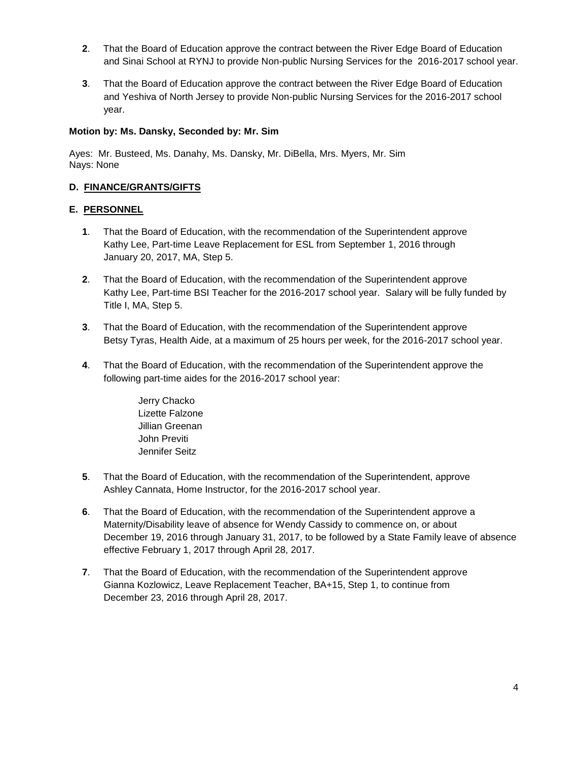**2**. That the Board of Education approve the contract between the River Edge Board of Education and Sinai School at RYNJ to provide Non-public Nursing Services for the 2016-2017 school year.

**3**. That the Board of Education approve the contract between the River Edge Board of Education and Yeshiva of North Jersey to provide Non-public Nursing Services for the 2016-2017 school year.

**Motion by: Ms. Dansky, Seconded by: Mr. Sim**

Ayes: Mr. Busteed, Ms. Danahy, Ms. Dansky, Mr. DiBella, Mrs. Myers, Mr. Sim
Nays: None

**D. FINANCE/GRANTS/GIFTS**

**E. PERSONNEL**

**1**. That the Board of Education, with the recommendation of the Superintendent approve Kathy Lee, Part-time Leave Replacement for ESL from September 1, 2016 through January 20, 2017, MA, Step 5.

**2**. That the Board of Education, with the recommendation of the Superintendent approve Kathy Lee, Part-time BSI Teacher for the 2016-2017 school year. Salary will be fully funded by Title I, MA, Step 5.

**3**. That the Board of Education, with the recommendation of the Superintendent approve Betsy Tyras, Health Aide, at a maximum of 25 hours per week, for the 2016-2017 school year.

**4**. That the Board of Education, with the recommendation of the Superintendent approve the following part-time aides for the 2016-2017 school year:

Jerry Chacko
Lizette Falzone
Jillian Greenan
John Previti
Jennifer Seitz

**5**. That the Board of Education, with the recommendation of the Superintendent, approve Ashley Cannata, Home Instructor, for the 2016-2017 school year.

**6**. That the Board of Education, with the recommendation of the Superintendent approve a Maternity/Disability leave of absence for Wendy Cassidy to commence on, or about December 19, 2016 through January 31, 2017, to be followed by a State Family leave of absence effective February 1, 2017 through April 28, 2017.

**7**. That the Board of Education, with the recommendation of the Superintendent approve Gianna Kozlowicz, Leave Replacement Teacher, BA+15, Step 1, to continue from December 23, 2016 through April 28, 2017.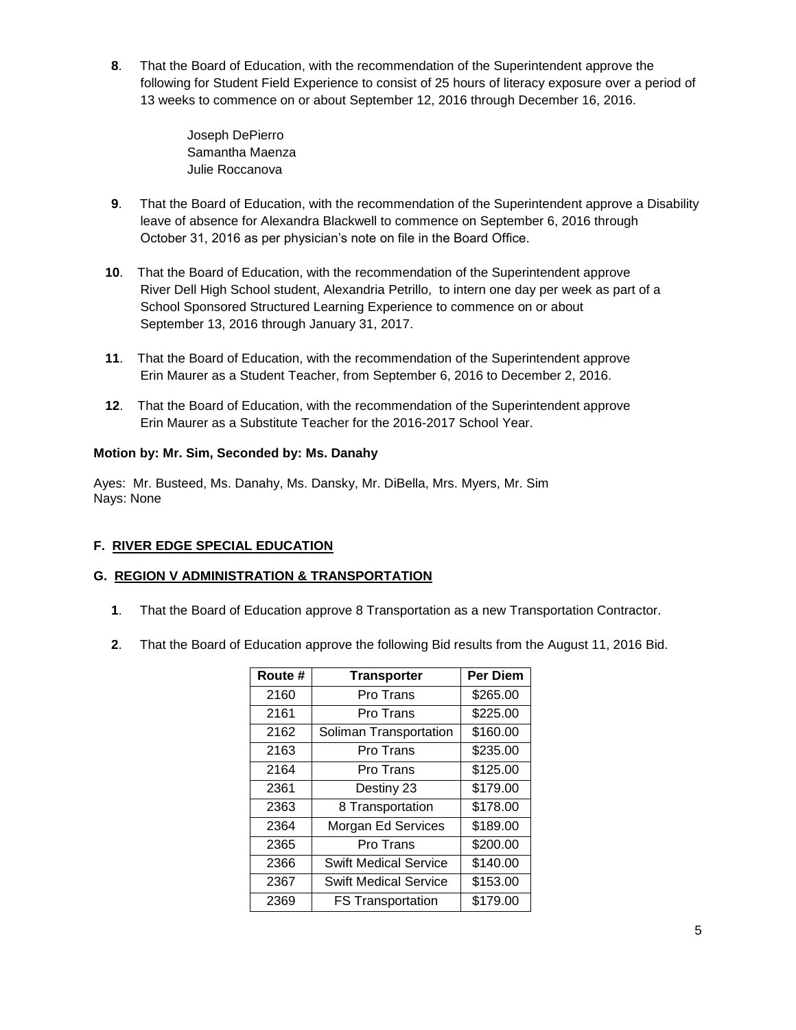**8**. That the Board of Education, with the recommendation of the Superintendent approve the following for Student Field Experience to consist of 25 hours of literacy exposure over a period of 13 weeks to commence on or about September 12, 2016 through December 16, 2016.

Joseph DePierro
Samantha Maenza
Julie Roccanova

**9**. That the Board of Education, with the recommendation of the Superintendent approve a Disability leave of absence for Alexandra Blackwell to commence on September 6, 2016 through October 31, 2016 as per physician's note on file in the Board Office.

**10**. That the Board of Education, with the recommendation of the Superintendent approve River Dell High School student, Alexandria Petrillo, to intern one day per week as part of a School Sponsored Structured Learning Experience to commence on or about September 13, 2016 through January 31, 2017.

**11**. That the Board of Education, with the recommendation of the Superintendent approve Erin Maurer as a Student Teacher, from September 6, 2016 to December 2, 2016.

**12**. That the Board of Education, with the recommendation of the Superintendent approve Erin Maurer as a Substitute Teacher for the 2016-2017 School Year.

**Motion by: Mr. Sim, Seconded by: Ms. Danahy**

Ayes: Mr. Busteed, Ms. Danahy, Ms. Dansky, Mr. DiBella, Mrs. Myers, Mr. Sim
Nays: None

**F. RIVER EDGE SPECIAL EDUCATION**

**G. REGION V ADMINISTRATION & TRANSPORTATION**

**1**. That the Board of Education approve 8 Transportation as a new Transportation Contractor.

**2**. That the Board of Education approve the following Bid results from the August 11, 2016 Bid.

| Route # | Transporter | Per Diem |
|---|---|---|
| 2160 | Pro Trans | $265.00 |
| 2161 | Pro Trans | $225.00 |
| 2162 | Soliman Transportation | $160.00 |
| 2163 | Pro Trans | $235.00 |
| 2164 | Pro Trans | $125.00 |
| 2361 | Destiny 23 | $179.00 |
| 2363 | 8 Transportation | $178.00 |
| 2364 | Morgan Ed Services | $189.00 |
| 2365 | Pro Trans | $200.00 |
| 2366 | Swift Medical Service | $140.00 |
| 2367 | Swift Medical Service | $153.00 |
| 2369 | FS Transportation | $179.00 |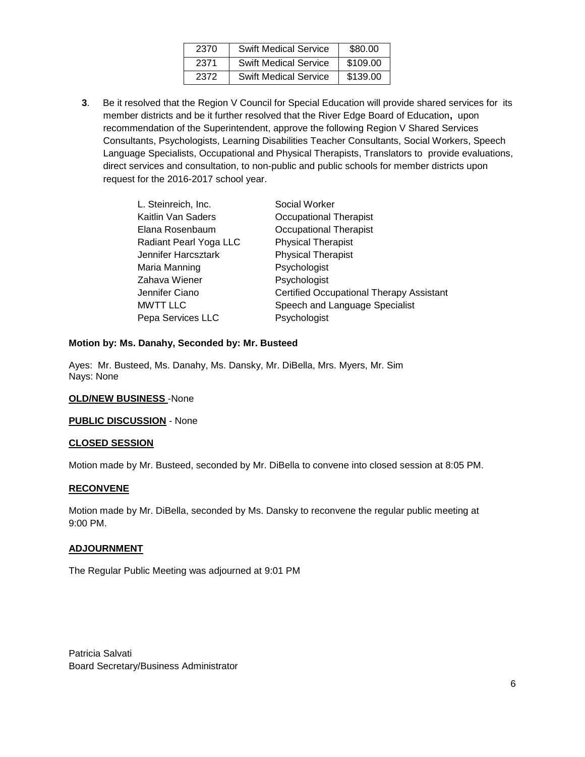| | | |
|---|---|---|
| 2370 | Swift Medical Service | $80.00 |
| 2371 | Swift Medical Service | $109.00 |
| 2372 | Swift Medical Service | $139.00 |

**3**. Be it resolved that the Region V Council for Special Education will provide shared services for its member districts and be it further resolved that the River Edge Board of Education**,** upon recommendation of the Superintendent, approve the following Region V Shared Services Consultants, Psychologists, Learning Disabilities Teacher Consultants, Social Workers, Speech Language Specialists, Occupational and Physical Therapists, Translators to provide evaluations, direct services and consultation, to non-public and public schools for member districts upon request for the 2016-2017 school year.

| | |
|---|---|
| L. Steinreich, Inc. | Social Worker |
| Kaitlin Van Saders | Occupational Therapist |
| Elana Rosenbaum | Occupational Therapist |
| Radiant Pearl Yoga LLC | Physical Therapist |
| Jennifer Harcsztark | Physical Therapist |
| Maria Manning | Psychologist |
| Zahava Wiener | Psychologist |
| Jennifer Ciano | Certified Occupational Therapy Assistant |
| MWTT LLC | Speech and Language Specialist |
| Pepa Services LLC | Psychologist |

**Motion by: Ms. Danahy, Seconded by: Mr. Busteed**

Ayes: Mr. Busteed, Ms. Danahy, Ms. Dansky, Mr. DiBella, Mrs. Myers, Mr. Sim
Nays: None

**OLD/NEW BUSINESS** -None

**PUBLIC DISCUSSION** - None

**CLOSED SESSION**

Motion made by Mr. Busteed, seconded by Mr. DiBella to convene into closed session at 8:05 PM.

**RECONVENE**

Motion made by Mr. DiBella, seconded by Ms. Dansky to reconvene the regular public meeting at 9:00 PM.

**ADJOURNMENT**

The Regular Public Meeting was adjourned at 9:01 PM

Patricia Salvati
Board Secretary/Business Administrator